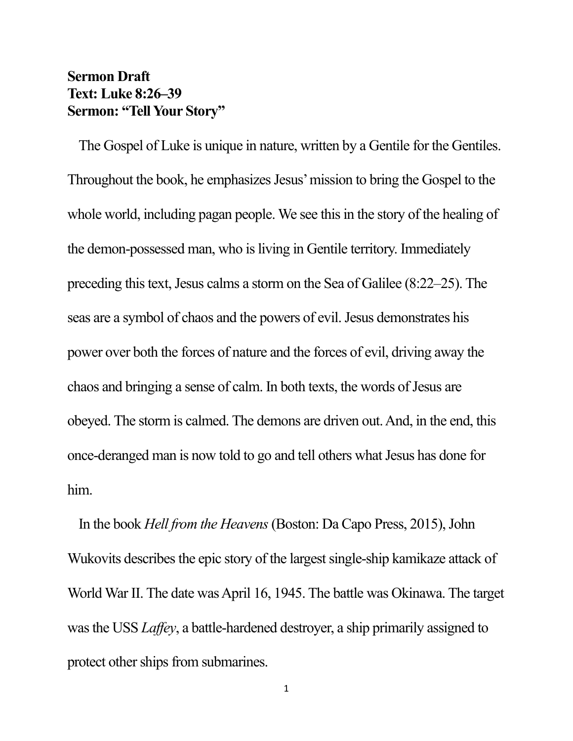**Sermon Draft**
**Text: Luke 8:26–39**
**Sermon: "Tell Your Story"**

The Gospel of Luke is unique in nature, written by a Gentile for the Gentiles. Throughout the book, he emphasizes Jesus' mission to bring the Gospel to the whole world, including pagan people. We see this in the story of the healing of the demon-possessed man, who is living in Gentile territory. Immediately preceding this text, Jesus calms a storm on the Sea of Galilee (8:22–25). The seas are a symbol of chaos and the powers of evil. Jesus demonstrates his power over both the forces of nature and the forces of evil, driving away the chaos and bringing a sense of calm. In both texts, the words of Jesus are obeyed. The storm is calmed. The demons are driven out. And, in the end, this once-deranged man is now told to go and tell others what Jesus has done for him.

In the book *Hell from the Heavens* (Boston: Da Capo Press, 2015), John Wukovits describes the epic story of the largest single-ship kamikaze attack of World War II. The date was April 16, 1945. The battle was Okinawa. The target was the USS *Laffey*, a battle-hardened destroyer, a ship primarily assigned to protect other ships from submarines.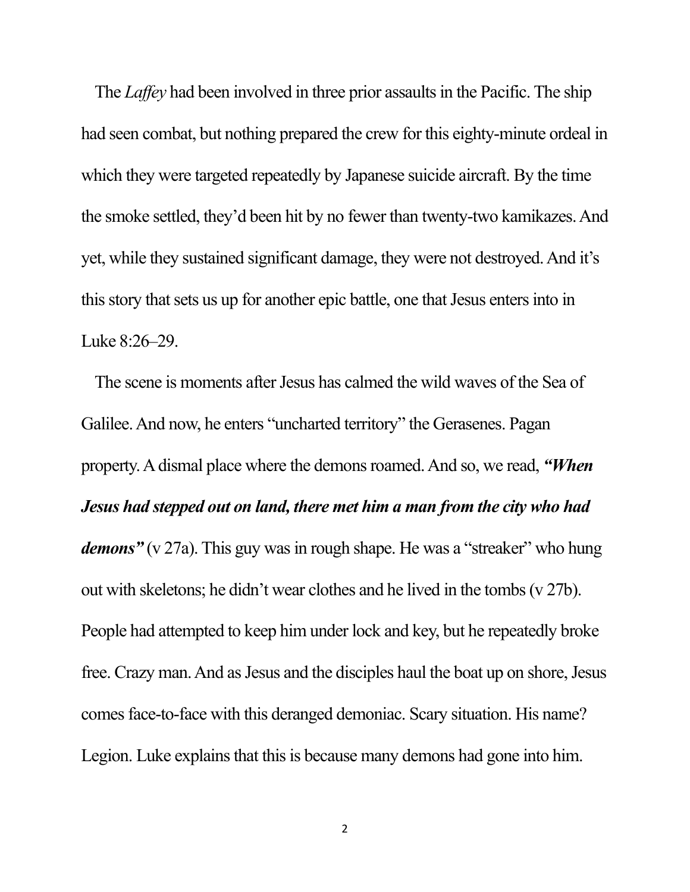The *Laffey* had been involved in three prior assaults in the Pacific. The ship had seen combat, but nothing prepared the crew for this eighty-minute ordeal in which they were targeted repeatedly by Japanese suicide aircraft. By the time the smoke settled, they'd been hit by no fewer than twenty-two kamikazes. And yet, while they sustained significant damage, they were not destroyed. And it's this story that sets us up for another epic battle, one that Jesus enters into in Luke 8:26–29.

The scene is moments after Jesus has calmed the wild waves of the Sea of Galilee. And now, he enters "uncharted territory" the Gerasenes. Pagan property. A dismal place where the demons roamed. And so, we read, ***"When Jesus had stepped out on land, there met him a man from the city who had demons"*** (v 27a). This guy was in rough shape. He was a "streaker" who hung out with skeletons; he didn't wear clothes and he lived in the tombs (v 27b). People had attempted to keep him under lock and key, but he repeatedly broke free. Crazy man. And as Jesus and the disciples haul the boat up on shore, Jesus comes face-to-face with this deranged demoniac. Scary situation. His name? Legion. Luke explains that this is because many demons had gone into him.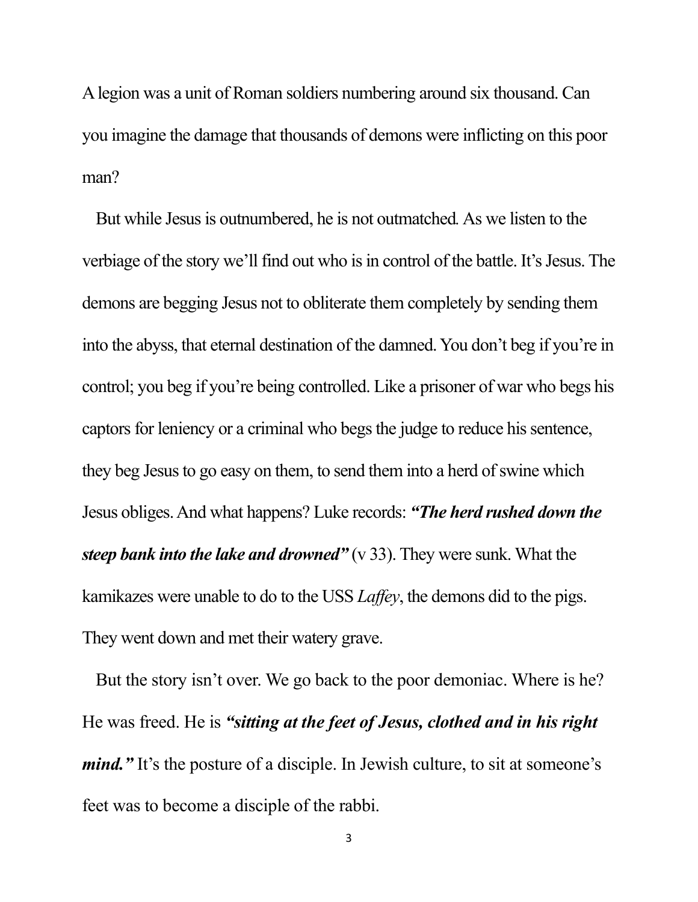A legion was a unit of Roman soldiers numbering around six thousand. Can you imagine the damage that thousands of demons were inflicting on this poor man?

But while Jesus is outnumbered, he is not outmatched. As we listen to the verbiage of the story we'll find out who is in control of the battle. It's Jesus. The demons are begging Jesus not to obliterate them completely by sending them into the abyss, that eternal destination of the damned. You don't beg if you're in control; you beg if you're being controlled. Like a prisoner of war who begs his captors for leniency or a criminal who begs the judge to reduce his sentence, they beg Jesus to go easy on them, to send them into a herd of swine which Jesus obliges. And what happens? Luke records: ***"The herd rushed down the steep bank into the lake and drowned"*** (v 33). They were sunk. What the kamikazes were unable to do to the USS *Laffey*, the demons did to the pigs. They went down and met their watery grave.

But the story isn't over. We go back to the poor demoniac. Where is he? He was freed. He is ***"sitting at the feet of Jesus, clothed and in his right mind."*** It's the posture of a disciple. In Jewish culture, to sit at someone's feet was to become a disciple of the rabbi.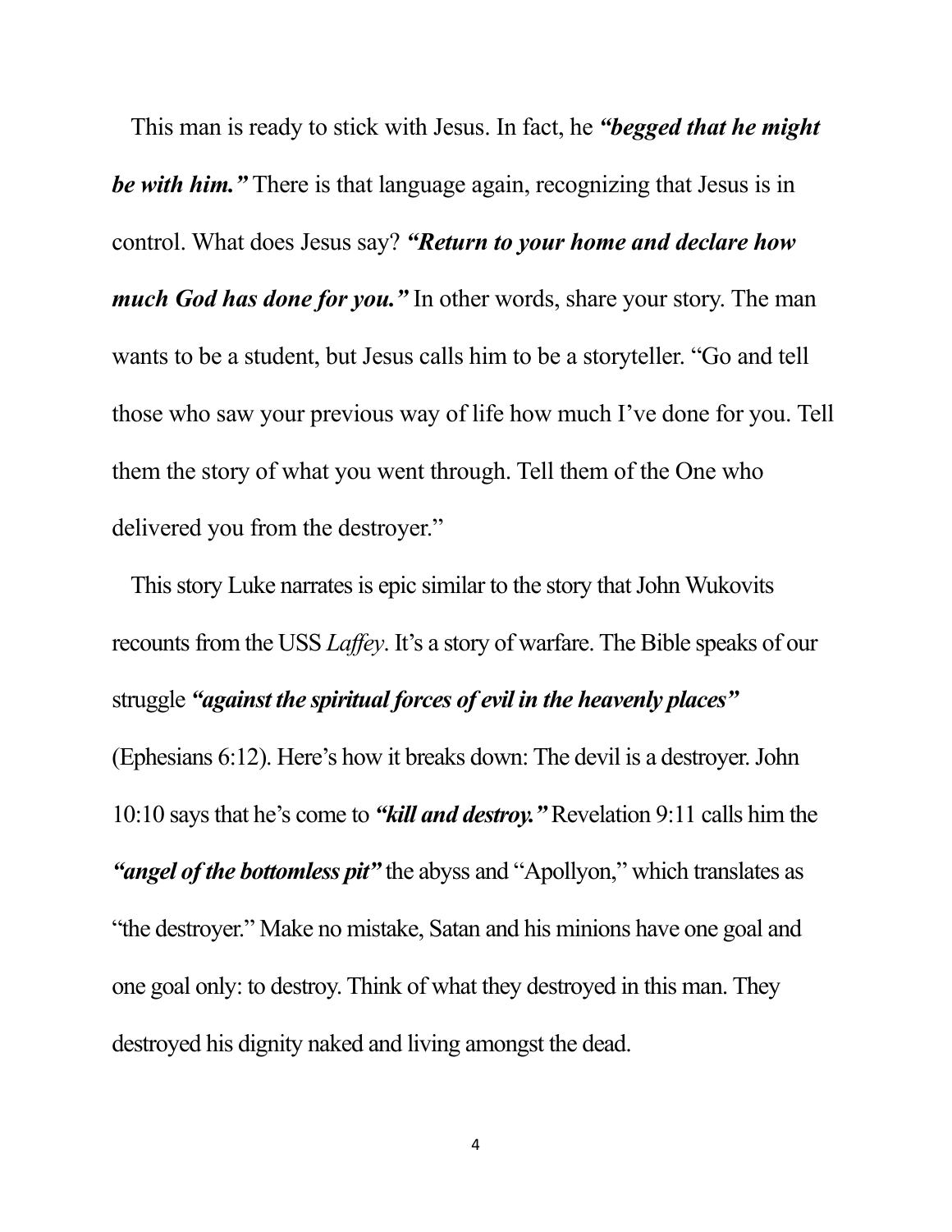This man is ready to stick with Jesus. In fact, he ***"begged that he might be with him."*** There is that language again, recognizing that Jesus is in control. What does Jesus say? ***"Return to your home and declare how much God has done for you."*** In other words, share your story. The man wants to be a student, but Jesus calls him to be a storyteller. "Go and tell those who saw your previous way of life how much I've done for you. Tell them the story of what you went through. Tell them of the One who delivered you from the destroyer."

This story Luke narrates is epic similar to the story that John Wukovits recounts from the USS *Laffey*. It's a story of warfare. The Bible speaks of our struggle ***"against the spiritual forces of evil in the heavenly places"*** (Ephesians 6:12). Here's how it breaks down: The devil is a destroyer. John 10:10 says that he's come to ***"kill and destroy."*** Revelation 9:11 calls him the ***"angel of the bottomless pit"*** the abyss and "Apollyon," which translates as "the destroyer." Make no mistake, Satan and his minions have one goal and one goal only: to destroy. Think of what they destroyed in this man. They destroyed his dignity naked and living amongst the dead.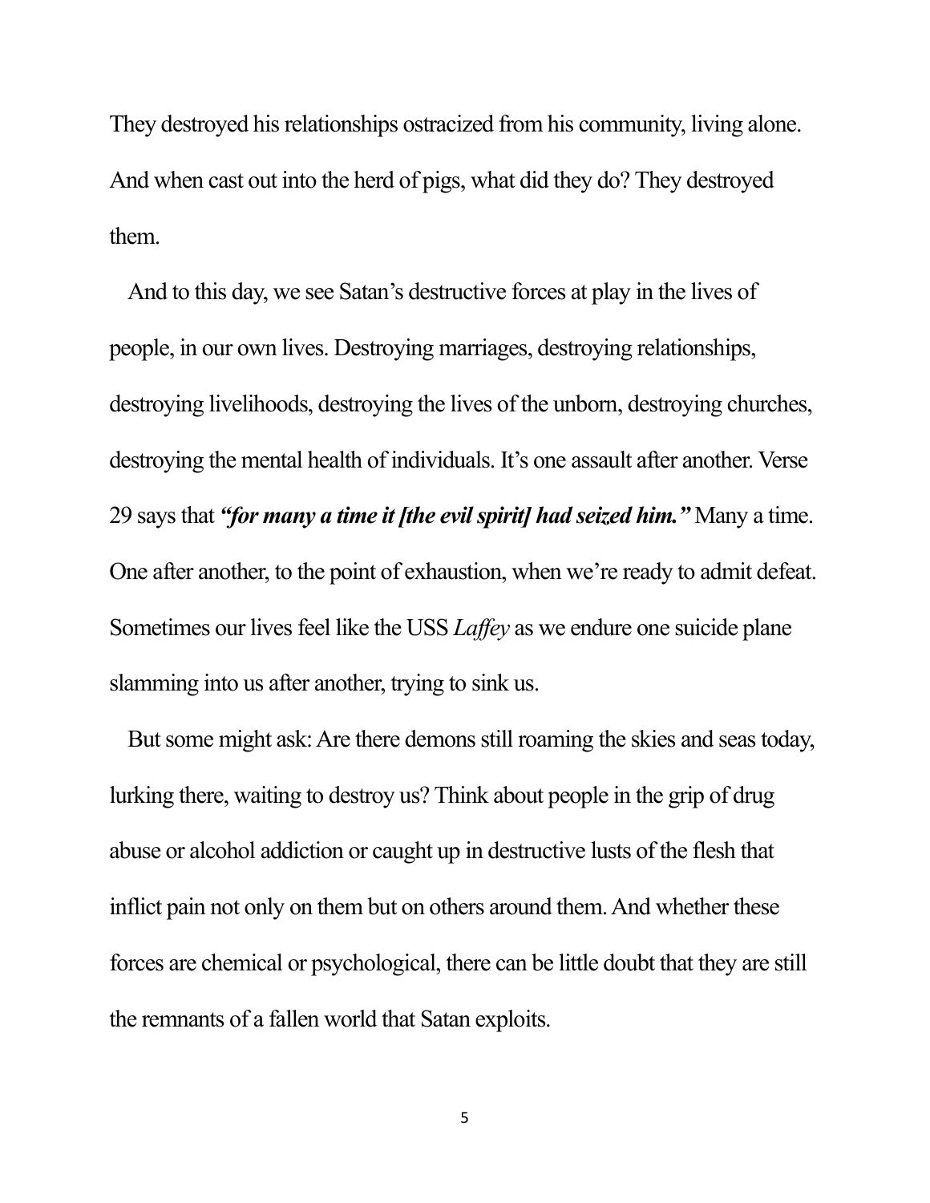They destroyed his relationships ostracized from his community, living alone. And when cast out into the herd of pigs, what did they do? They destroyed them.

And to this day, we see Satan's destructive forces at play in the lives of people, in our own lives. Destroying marriages, destroying relationships, destroying livelihoods, destroying the lives of the unborn, destroying churches, destroying the mental health of individuals. It's one assault after another. Verse 29 says that ***"for many a time it [the evil spirit] had seized him."*** Many a time. One after another, to the point of exhaustion, when we're ready to admit defeat. Sometimes our lives feel like the USS *Laffey* as we endure one suicide plane slamming into us after another, trying to sink us.

But some might ask: Are there demons still roaming the skies and seas today, lurking there, waiting to destroy us? Think about people in the grip of drug abuse or alcohol addiction or caught up in destructive lusts of the flesh that inflict pain not only on them but on others around them. And whether these forces are chemical or psychological, there can be little doubt that they are still the remnants of a fallen world that Satan exploits.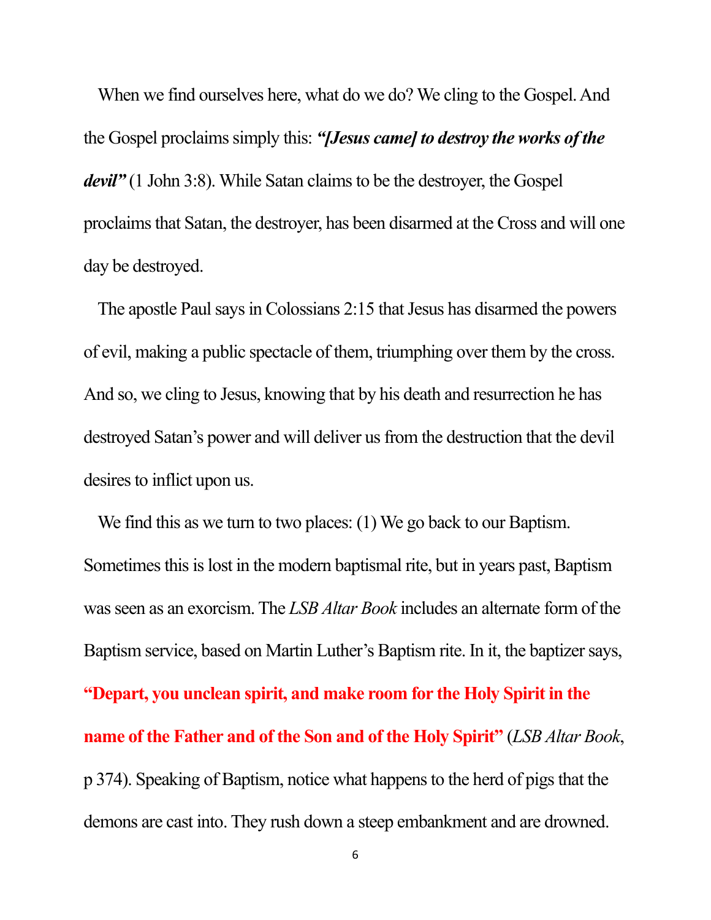When we find ourselves here, what do we do? We cling to the Gospel. And the Gospel proclaims simply this: ***"[Jesus came] to destroy the works of the devil"*** (1 John 3:8). While Satan claims to be the destroyer, the Gospel proclaims that Satan, the destroyer, has been disarmed at the Cross and will one day be destroyed.

The apostle Paul says in Colossians 2:15 that Jesus has disarmed the powers of evil, making a public spectacle of them, triumphing over them by the cross. And so, we cling to Jesus, knowing that by his death and resurrection he has destroyed Satan's power and will deliver us from the destruction that the devil desires to inflict upon us.

We find this as we turn to two places: (1) We go back to our Baptism. Sometimes this is lost in the modern baptismal rite, but in years past, Baptism was seen as an exorcism. The *LSB Altar Book* includes an alternate form of the Baptism service, based on Martin Luther's Baptism rite. In it, the baptizer says, **"Depart, you unclean spirit, and make room for the Holy Spirit in the name of the Father and of the Son and of the Holy Spirit"** (*LSB Altar Book*, p 374). Speaking of Baptism, notice what happens to the herd of pigs that the demons are cast into. They rush down a steep embankment and are drowned.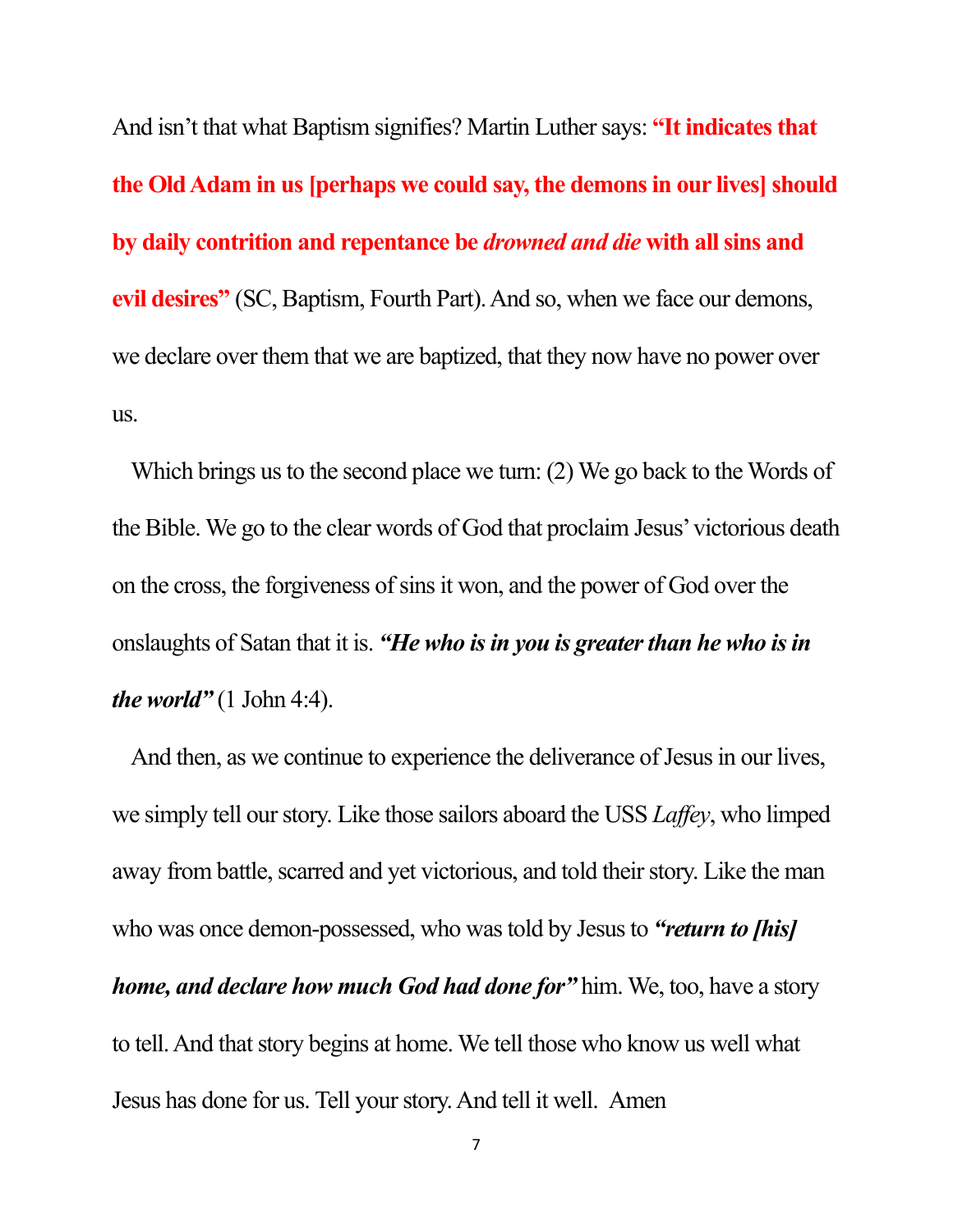And isn't that what Baptism signifies? Martin Luther says: **"It indicates that the Old Adam in us [perhaps we could say, the demons in our lives] should by daily contrition and repentance be *drowned and die* with all sins and evil desires"** (SC, Baptism, Fourth Part). And so, when we face our demons, we declare over them that we are baptized, that they now have no power over us.

Which brings us to the second place we turn: (2) We go back to the Words of the Bible. We go to the clear words of God that proclaim Jesus' victorious death on the cross, the forgiveness of sins it won, and the power of God over the onslaughts of Satan that it is. ***"He who is in you is greater than he who is in the world"*** (1 John 4:4).

And then, as we continue to experience the deliverance of Jesus in our lives, we simply tell our story. Like those sailors aboard the USS *Laffey*, who limped away from battle, scarred and yet victorious, and told their story. Like the man who was once demon-possessed, who was told by Jesus to ***"return to [his] home, and declare how much God had done for"*** him. We, too, have a story to tell. And that story begins at home. We tell those who know us well what Jesus has done for us. Tell your story. And tell it well. Amen